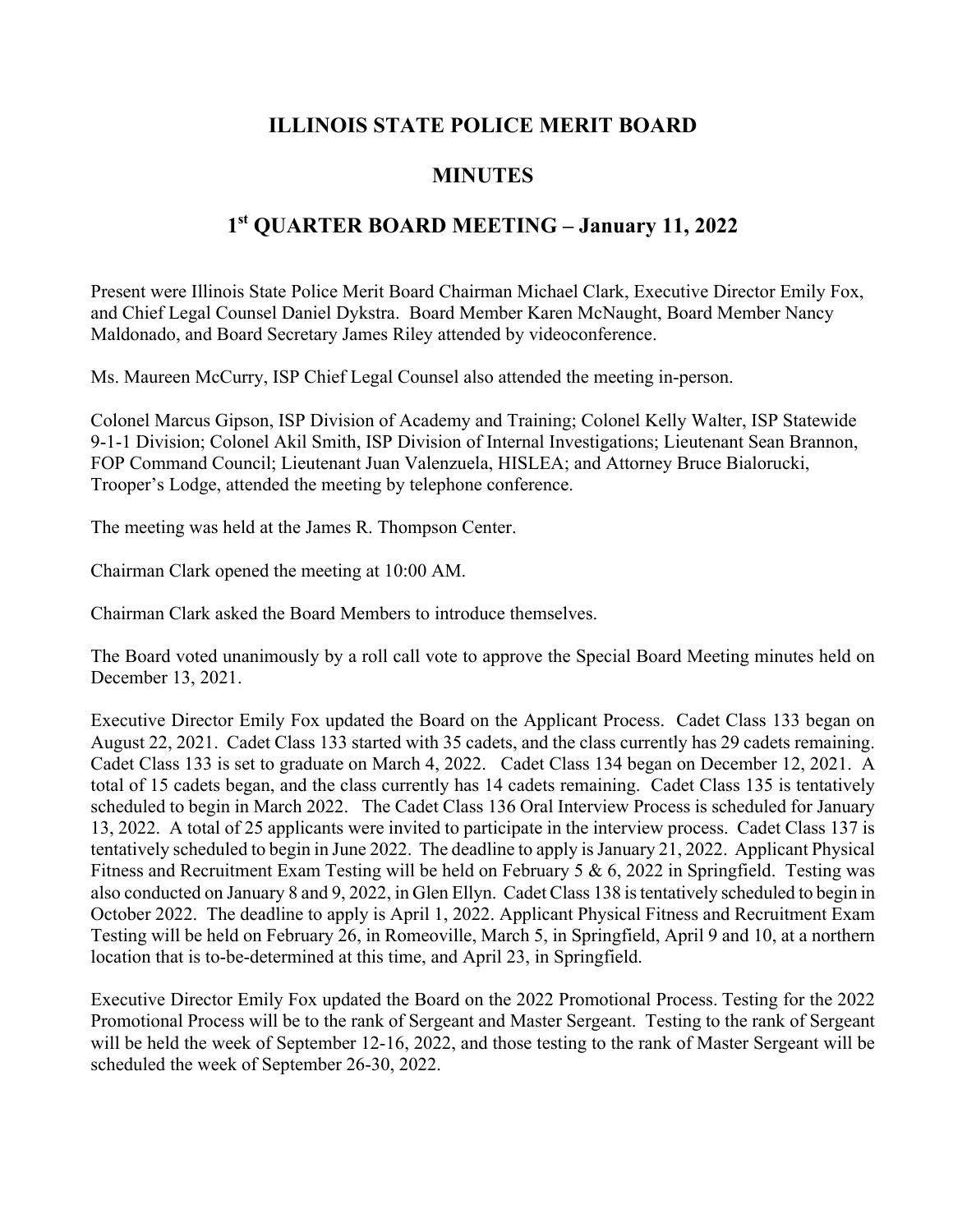# ILLINOIS STATE POLICE MERIT BOARD

## MINUTES

## 1st QUARTER BOARD MEETING – January 11, 2022

Present were Illinois State Police Merit Board Chairman Michael Clark, Executive Director Emily Fox, and Chief Legal Counsel Daniel Dykstra. Board Member Karen McNaught, Board Member Nancy Maldonado, and Board Secretary James Riley attended by videoconference.

Ms. Maureen McCurry, ISP Chief Legal Counsel also attended the meeting in-person.

Colonel Marcus Gipson, ISP Division of Academy and Training; Colonel Kelly Walter, ISP Statewide 9-1-1 Division; Colonel Akil Smith, ISP Division of Internal Investigations; Lieutenant Sean Brannon, FOP Command Council; Lieutenant Juan Valenzuela, HISLEA; and Attorney Bruce Bialorucki, Trooper's Lodge, attended the meeting by telephone conference.

The meeting was held at the James R. Thompson Center.

Chairman Clark opened the meeting at 10:00 AM.

Chairman Clark asked the Board Members to introduce themselves.

The Board voted unanimously by a roll call vote to approve the Special Board Meeting minutes held on December 13, 2021.

Executive Director Emily Fox updated the Board on the Applicant Process. Cadet Class 133 began on August 22, 2021. Cadet Class 133 started with 35 cadets, and the class currently has 29 cadets remaining. Cadet Class 133 is set to graduate on March 4, 2022. Cadet Class 134 began on December 12, 2021. A total of 15 cadets began, and the class currently has 14 cadets remaining. Cadet Class 135 is tentatively scheduled to begin in March 2022. The Cadet Class 136 Oral Interview Process is scheduled for January 13, 2022. A total of 25 applicants were invited to participate in the interview process. Cadet Class 137 is tentatively scheduled to begin in June 2022. The deadline to apply is January 21, 2022. Applicant Physical Fitness and Recruitment Exam Testing will be held on February 5 & 6, 2022 in Springfield. Testing was also conducted on January 8 and 9, 2022, in Glen Ellyn. Cadet Class 138 is tentatively scheduled to begin in October 2022. The deadline to apply is April 1, 2022. Applicant Physical Fitness and Recruitment Exam Testing will be held on February 26, in Romeoville, March 5, in Springfield, April 9 and 10, at a northern location that is to-be-determined at this time, and April 23, in Springfield.

Executive Director Emily Fox updated the Board on the 2022 Promotional Process. Testing for the 2022 Promotional Process will be to the rank of Sergeant and Master Sergeant. Testing to the rank of Sergeant will be held the week of September 12-16, 2022, and those testing to the rank of Master Sergeant will be scheduled the week of September 26-30, 2022.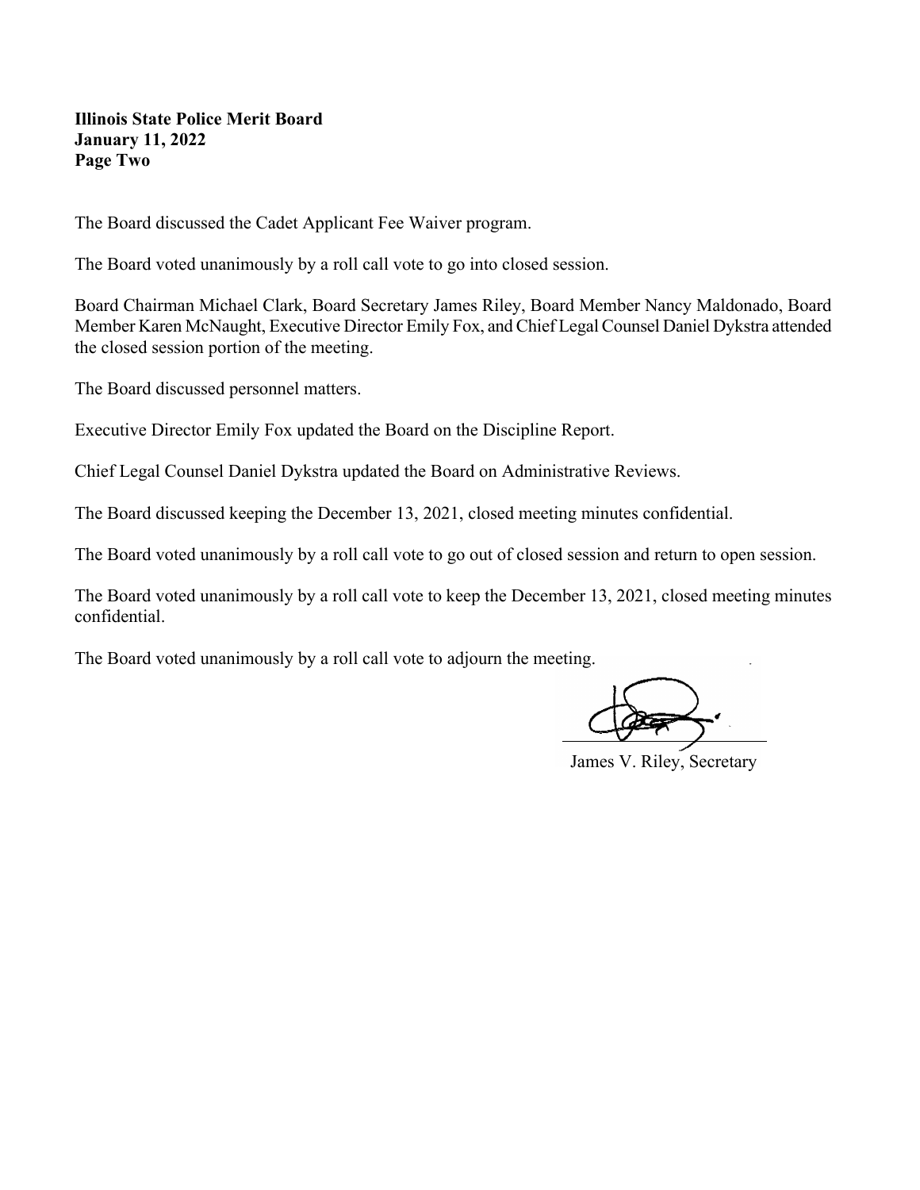**Illinois State Police Merit Board**
**January 11, 2022**
**Page Two**

The Board discussed the Cadet Applicant Fee Waiver program.

The Board voted unanimously by a roll call vote to go into closed session.

Board Chairman Michael Clark, Board Secretary James Riley, Board Member Nancy Maldonado, Board Member Karen McNaught, Executive Director Emily Fox, and Chief Legal Counsel Daniel Dykstra attended the closed session portion of the meeting.

The Board discussed personnel matters.

Executive Director Emily Fox updated the Board on the Discipline Report.

Chief Legal Counsel Daniel Dykstra updated the Board on Administrative Reviews.

The Board discussed keeping the December 13, 2021, closed meeting minutes confidential.

The Board voted unanimously by a roll call vote to go out of closed session and return to open session.

The Board voted unanimously by a roll call vote to keep the December 13, 2021, closed meeting minutes confidential.

The Board voted unanimously by a roll call vote to adjourn the meeting.

James V. Riley, Secretary